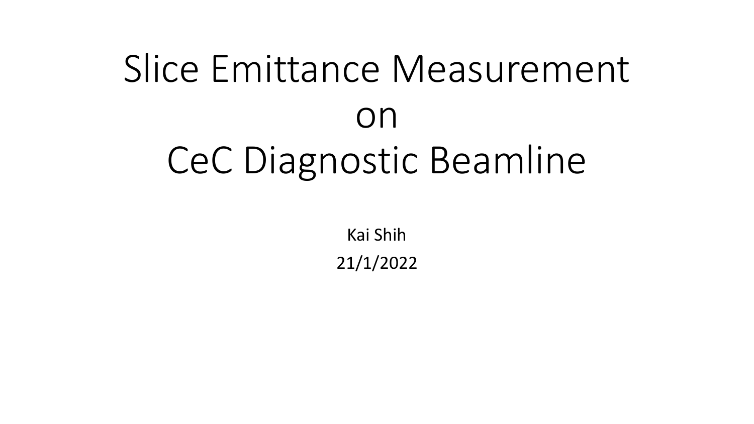# Slice Emittance Measurement on CeC Diagnostic Beamline

Kai Shih

21/1/2022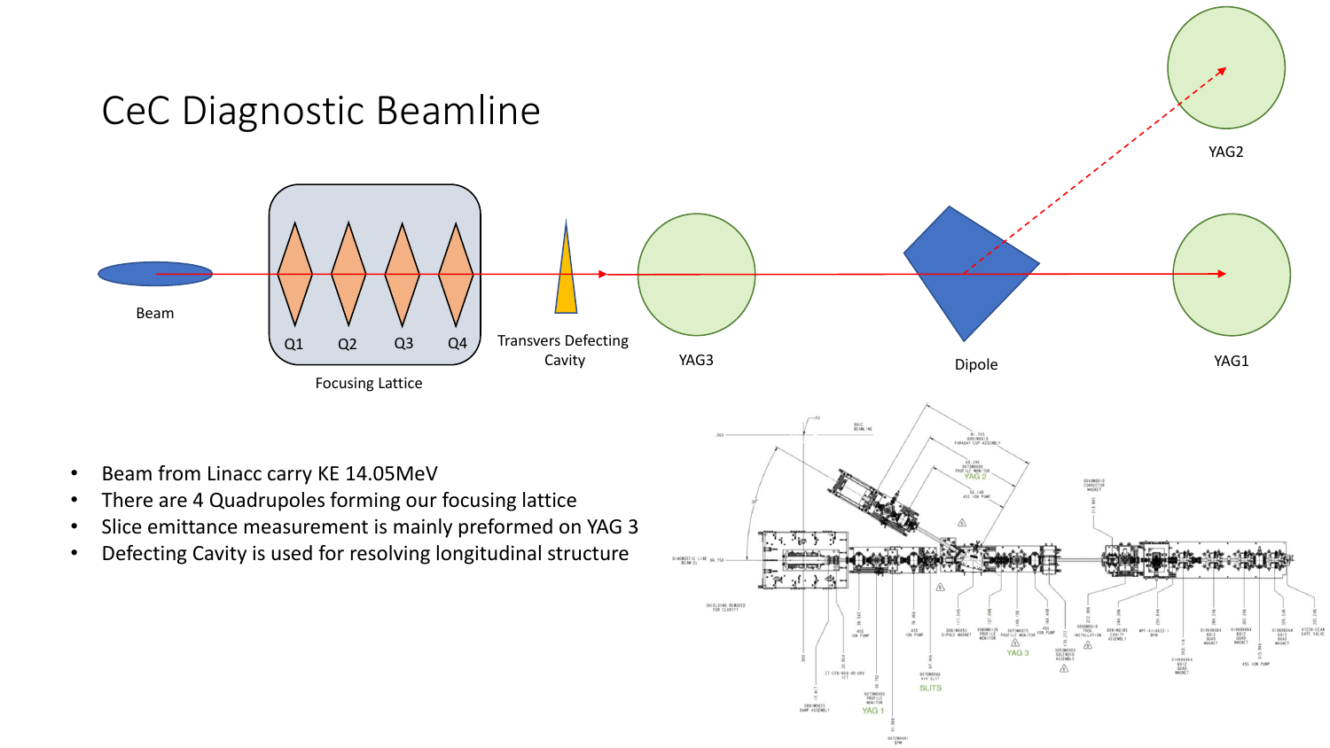# CeC Diagnostic Beamline

Beam

Q1 Q2 Q3 Q4

Focusing Lattice

Transvers Defecting Cavity

YAG3

Dipole

YAG2

YAG1

- Beam from Linacc carry KE 14.05MeV
- There are 4 Quadrupoles forming our focusing lattice
- Slice emittance measurement is mainly preformed on YAG 3
- Defecting Cavity is used for resolving longitudinal structure

YAG 2

YAG 3

SLITS

YAG 1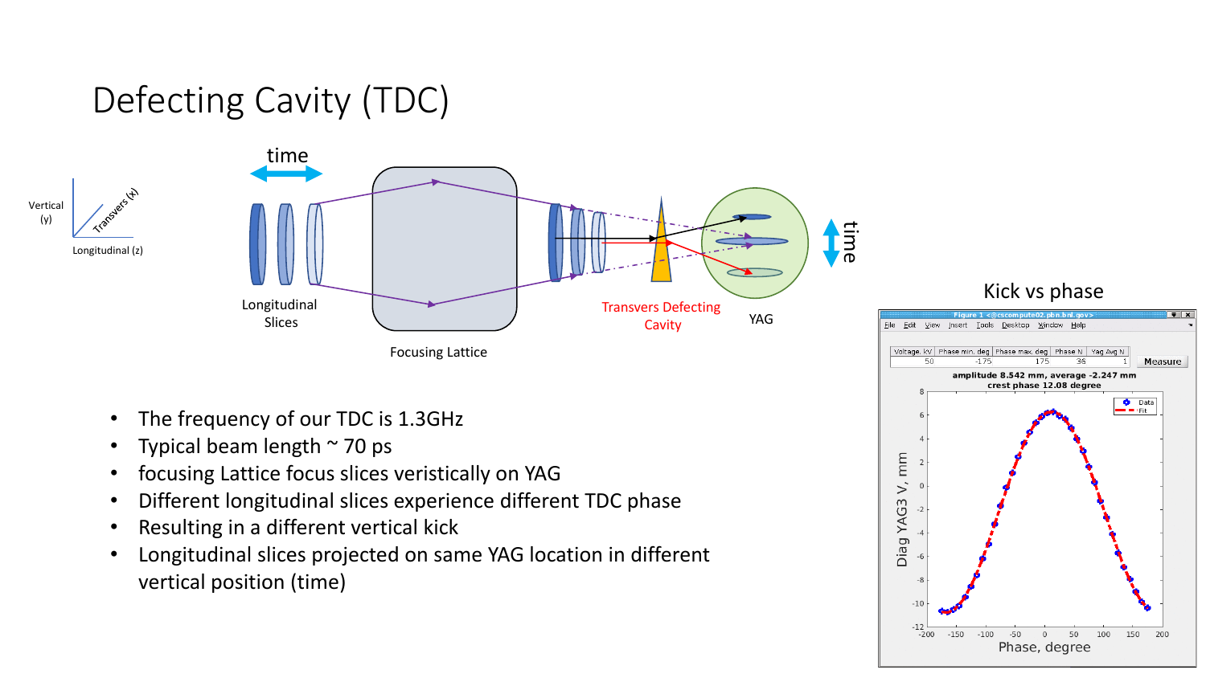# Defecting Cavity (TDC)

Vertical (y)

Transvers (x)

Longitudinal (z)

time

Longitudinal Slices

Focusing Lattice

Transvers Defecting Cavity

YAG

time

- The frequency of our TDC is 1.3GHz
- Typical beam length ~ 70 ps
- focusing Lattice focus slices veristically on YAG
- Different longitudinal slices experience different TDC phase
- Resulting in a different vertical kick
- Longitudinal slices projected on same YAG location in different vertical position (time)

## Kick vs phase

Figure 1 <@cscompute02.pbn.bnl.gov>

File Edit View Insert Tools Desktop Window Help

| Voltage, kV | Phase min, deg | Phase max, deg | Phase N | Yag Avg N |
| --- | --- | --- | --- | --- |
| 50 | -175 | 175 | 36 | 1 |

Measure

amplitude 8.542 mm, average -2.247 mm

crest phase 12.08 degree

Data

Fit

Diag YAG3 V, mm

Phase, degree

8, 6, 4, 2, 0, -2, -4, -6, -8, -10, -12

-200, -150, -100, -50, 0, 50, 100, 150, 200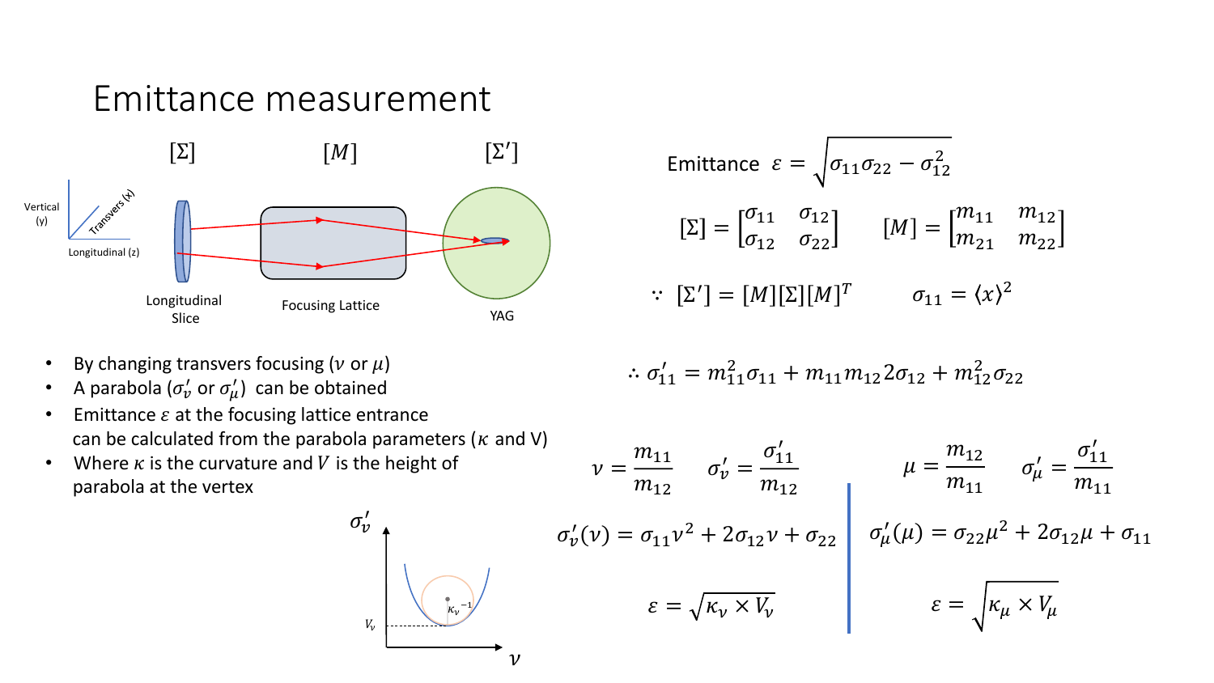# Emittance measurement

$[\Sigma]$ $[M]$ $[\Sigma']$

Vertical (y)

Transvers (x)

Longitudinal (z)

Longitudinal Slice

Focusing Lattice

YAG

- By changing transvers focusing ($\nu$ or $\mu$)
- A parabola ($\sigma'_\nu$ or $\sigma'_\mu$) can be obtained
- Emittance $\varepsilon$ at the focusing lattice entrance can be calculated from the parabola parameters ($\kappa$ and V)
- Where $\kappa$ is the curvature and $V$ is the height of parabola at the vertex

$\sigma'_\nu$

$V_\nu$

$\kappa_\nu{}^{-1}$

$\nu$

Emittance $\varepsilon = \sqrt{\sigma_{11}\sigma_{22} - \sigma_{12}^2}$

$$[\Sigma] = \begin{bmatrix} \sigma_{11} & \sigma_{12} \\ \sigma_{12} & \sigma_{22} \end{bmatrix} \qquad [M] = \begin{bmatrix} m_{11} & m_{12} \\ m_{21} & m_{22} \end{bmatrix}$$

$$\because\ [\Sigma'] = [M][\Sigma][M]^T \qquad \sigma_{11} = \langle x \rangle^2$$

$$\therefore \sigma'_{11} = m_{11}^2\sigma_{11} + m_{11}m_{12}2\sigma_{12} + m_{12}^2\sigma_{22}$$

$$\nu = \frac{m_{11}}{m_{12}} \qquad \sigma'_\nu = \frac{\sigma'_{11}}{m_{12}}$$

$$\sigma'_\nu(\nu) = \sigma_{11}\nu^2 + 2\sigma_{12}\nu + \sigma_{22}$$

$$\varepsilon = \sqrt{\kappa_\nu \times V_\nu}$$

$$\mu = \frac{m_{12}}{m_{11}} \qquad \sigma'_\mu = \frac{\sigma'_{11}}{m_{11}}$$

$$\sigma'_\mu(\mu) = \sigma_{22}\mu^2 + 2\sigma_{12}\mu + \sigma_{11}$$

$$\varepsilon = \sqrt{\kappa_\mu \times V_\mu}$$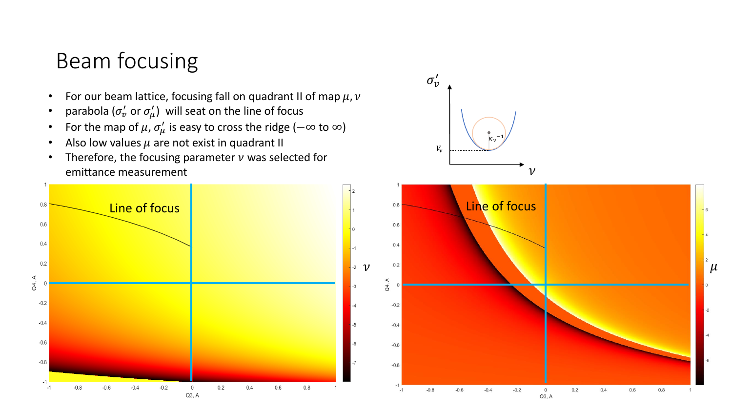# Beam focusing

- For our beam lattice, focusing fall on quadrant II of map $\mu, \nu$
- parabola ($\sigma'_\nu$ or $\sigma'_\mu$) will seat on the line of focus
- For the map of $\mu$, $\sigma'_\mu$ is easy to cross the ridge ($-\infty$ to $\infty$)
- Also low values $\mu$ are not exist in quadrant II
- Therefore, the focusing parameter $\nu$ was selected for emittance measurement

$\sigma'_\nu$

$V_\nu$

${\kappa_\nu}^{-1}$

$\nu$

Line of focus

Q4, A

Q3, A

-1 -0.8 -0.6 -0.4 -0.2 0 0.2 0.4 0.6 0.8 1

1 0.8 0.6 0.4 0.2 0 -0.2 -0.4 -0.6 -0.8 -1

2 1 0 -1 -2 -3 -4 -5 -6 -7

$\nu$

Line of focus

Q4, A

Q3, A

-1 -0.8 -0.6 -0.4 -0.2 0 0.2 0.4 0.6 0.8 1

1 0.8 0.6 0.4 0.2 0 -0.2 -0.4 -0.6 -0.8 -1

6 4 2 0 -2 -4 -6

$\mu$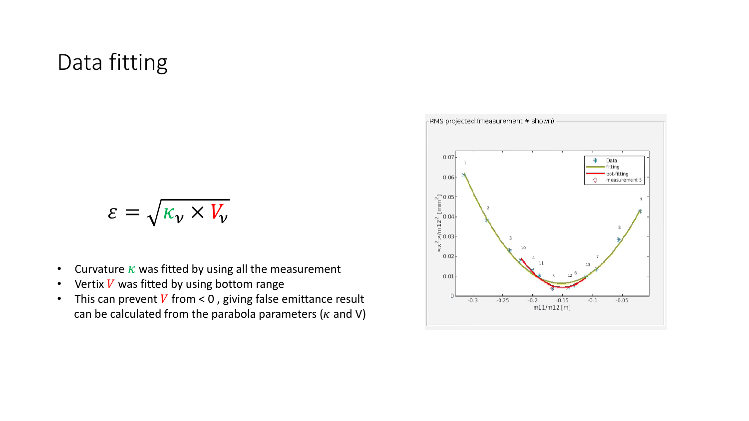# Data fitting

$$\varepsilon = \sqrt{\kappa_\nu \times V_\nu}$$

- Curvature $\kappa$ was fitted by using all the measurement
- Vertix $V$ was fitted by using bottom range
- This can prevent $V$ from < 0 , giving false emittance result can be calculated from the parabola parameters ($\kappa$ and V)

RMS projected (measurement # shown)

Data
fitting
bot-fitting
measurement 5

$<x^2>/m12^2$ [mm$^2$]

m11/m12 [m]

0.07
0.06
0.05
0.04
0.03
0.02
0.01
0

-0.3
-0.25
-0.2
-0.15
-0.1
-0.05

1
2
3
10
4
11
5
12
6
13
7
8
9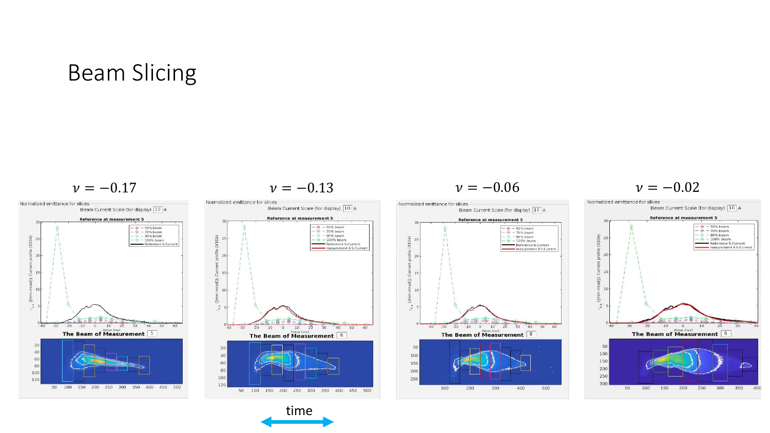# Beam Slicing

$\nu = -0.17$

Normalized emittance for slices

Beam Current Scale (for display) 10 A

Reference at measurement 5

50% beam
70% beam
90% beam
100% beam
Reference S-Current

$\varepsilon_{n,x}$ ((mm-mrad)); Current profile (X10A)

time (ns)

The Beam of Measurement 5

$\nu = -0.13$

Normalized emittance for slices

Beam Current Scale (for display) 10 A

Reference at measurement 5

50% beam
70% beam
90% beam
100% beam
Reference S-Current
mesurement 6 S-Current

The Beam of Measurement 6

$\nu = -0.06$

Normalized emittance for slices

Beam Current Scale (for display) 10 A

Reference at measurement 5

50% beam
70% beam
90% beam
100% beam
Reference S-Current
mesurement 8 S-Current

The Beam of Measurement 8

$\nu = -0.02$

Normalized emittance for slices

Beam Current Scale (for display) 10 A

Reference at measurement 5

50% beam
70% beam
90% beam
100% beam
Reference S-Current
mesurement 9 S-Current

The Beam of Measurement 9

time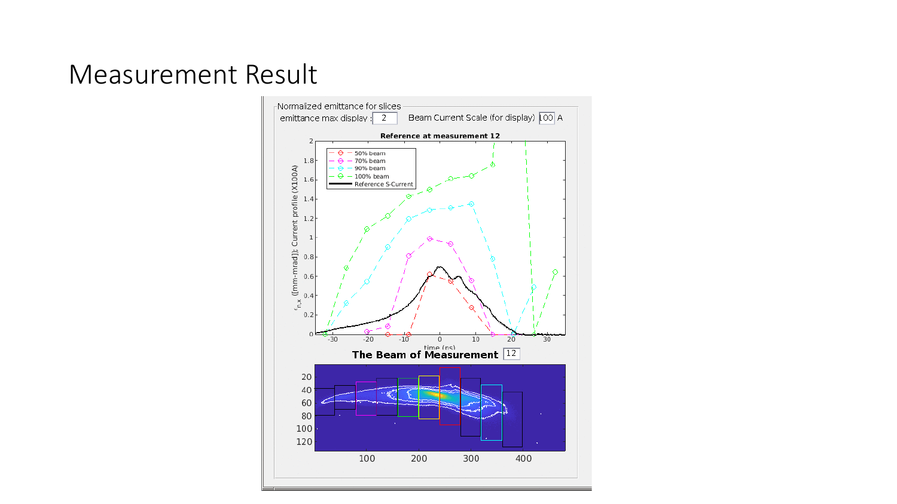# Measurement Result

Normalized emittance for slices

emittance max display : 2 Beam Current Scale (for display) 100 A

Reference at measurement 12

50% beam
70% beam
90% beam
100% beam
Reference S-Current

$\epsilon_{n,x}$ ([mm-mrad]); Current profile (X100A)

2
1.8
1.6
1.4
1.2
1
0.8
0.6
0.4
0.2
0

-30 -20 -10 0 10 20 30

time (ns)

The Beam of Measurement 12

20
40
60
80
100
120

100 200 300 400